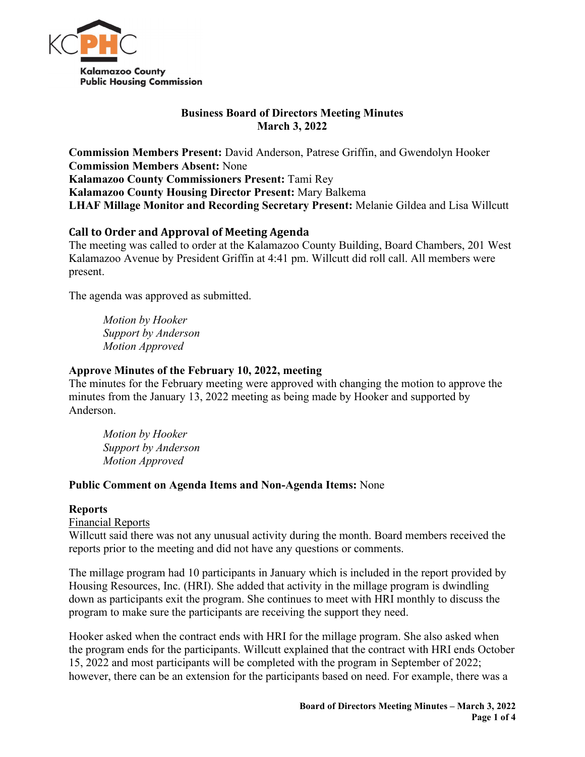Kalamazoo County
Public Housing Commission

# Business Board of Directors Meeting Minutes
## March 3, 2022

**Commission Members Present:** David Anderson, Patrese Griffin, and Gwendolyn Hooker
**Commission Members Absent:** None
**Kalamazoo County Commissioners Present:** Tami Rey
**Kalamazoo County Housing Director Present:** Mary Balkema
**LHAF Millage Monitor and Recording Secretary Present:** Melanie Gildea and Lisa Willcutt

### Call to Order and Approval of Meeting Agenda

The meeting was called to order at the Kalamazoo County Building, Board Chambers, 201 West Kalamazoo Avenue by President Griffin at 4:41 pm. Willcutt did roll call. All members were present.

The agenda was approved as submitted.

*Motion by Hooker*
*Support by Anderson*
*Motion Approved*

### Approve Minutes of the February 10, 2022, meeting

The minutes for the February meeting were approved with changing the motion to approve the minutes from the January 13, 2022 meeting as being made by Hooker and supported by Anderson.

*Motion by Hooker*
*Support by Anderson*
*Motion Approved*

**Public Comment on Agenda Items and Non-Agenda Items:** None

### Reports

Financial Reports

Willcutt said there was not any unusual activity during the month. Board members received the reports prior to the meeting and did not have any questions or comments.

The millage program had 10 participants in January which is included in the report provided by Housing Resources, Inc. (HRI). She added that activity in the millage program is dwindling down as participants exit the program. She continues to meet with HRI monthly to discuss the program to make sure the participants are receiving the support they need.

Hooker asked when the contract ends with HRI for the millage program. She also asked when the program ends for the participants. Willcutt explained that the contract with HRI ends October 15, 2022 and most participants will be completed with the program in September of 2022; however, there can be an extension for the participants based on need. For example, there was a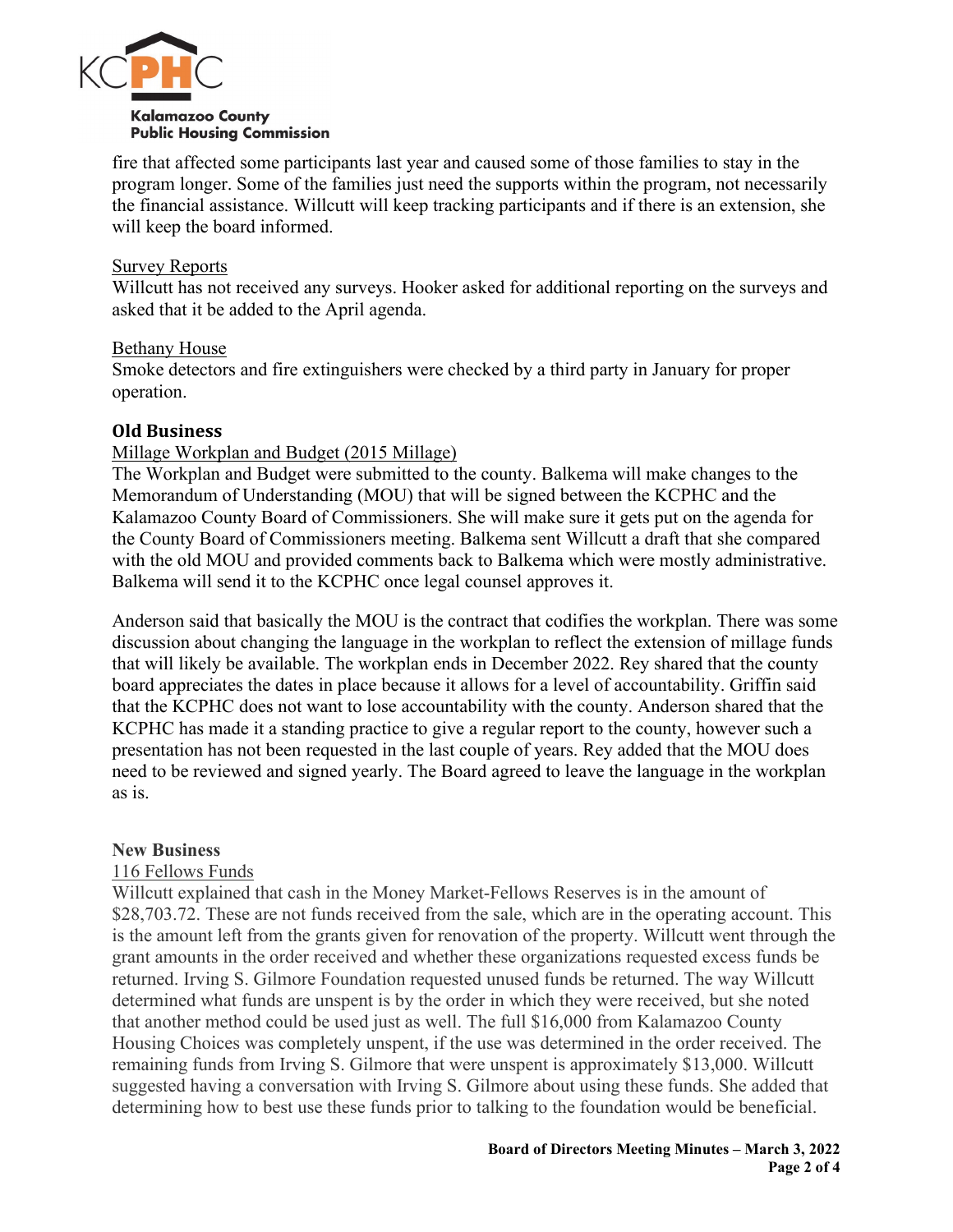fire that affected some participants last year and caused some of those families to stay in the program longer. Some of the families just need the supports within the program, not necessarily the financial assistance. Willcutt will keep tracking participants and if there is an extension, she will keep the board informed.

Survey Reports

Willcutt has not received any surveys. Hooker asked for additional reporting on the surveys and asked that it be added to the April agenda.

Bethany House

Smoke detectors and fire extinguishers were checked by a third party in January for proper operation.

### Old Business

Millage Workplan and Budget (2015 Millage)

The Workplan and Budget were submitted to the county. Balkema will make changes to the Memorandum of Understanding (MOU) that will be signed between the KCPHC and the Kalamazoo County Board of Commissioners. She will make sure it gets put on the agenda for the County Board of Commissioners meeting. Balkema sent Willcutt a draft that she compared with the old MOU and provided comments back to Balkema which were mostly administrative. Balkema will send it to the KCPHC once legal counsel approves it.

Anderson said that basically the MOU is the contract that codifies the workplan. There was some discussion about changing the language in the workplan to reflect the extension of millage funds that will likely be available. The workplan ends in December 2022. Rey shared that the county board appreciates the dates in place because it allows for a level of accountability. Griffin said that the KCPHC does not want to lose accountability with the county. Anderson shared that the KCPHC has made it a standing practice to give a regular report to the county, however such a presentation has not been requested in the last couple of years. Rey added that the MOU does need to be reviewed and signed yearly. The Board agreed to leave the language in the workplan as is.

### New Business

116 Fellows Funds

Willcutt explained that cash in the Money Market-Fellows Reserves is in the amount of $28,703.72. These are not funds received from the sale, which are in the operating account. This is the amount left from the grants given for renovation of the property. Willcutt went through the grant amounts in the order received and whether these organizations requested excess funds be returned. Irving S. Gilmore Foundation requested unused funds be returned. The way Willcutt determined what funds are unspent is by the order in which they were received, but she noted that another method could be used just as well. The full $16,000 from Kalamazoo County Housing Choices was completely unspent, if the use was determined in the order received. The remaining funds from Irving S. Gilmore that were unspent is approximately $13,000. Willcutt suggested having a conversation with Irving S. Gilmore about using these funds. She added that determining how to best use these funds prior to talking to the foundation would be beneficial.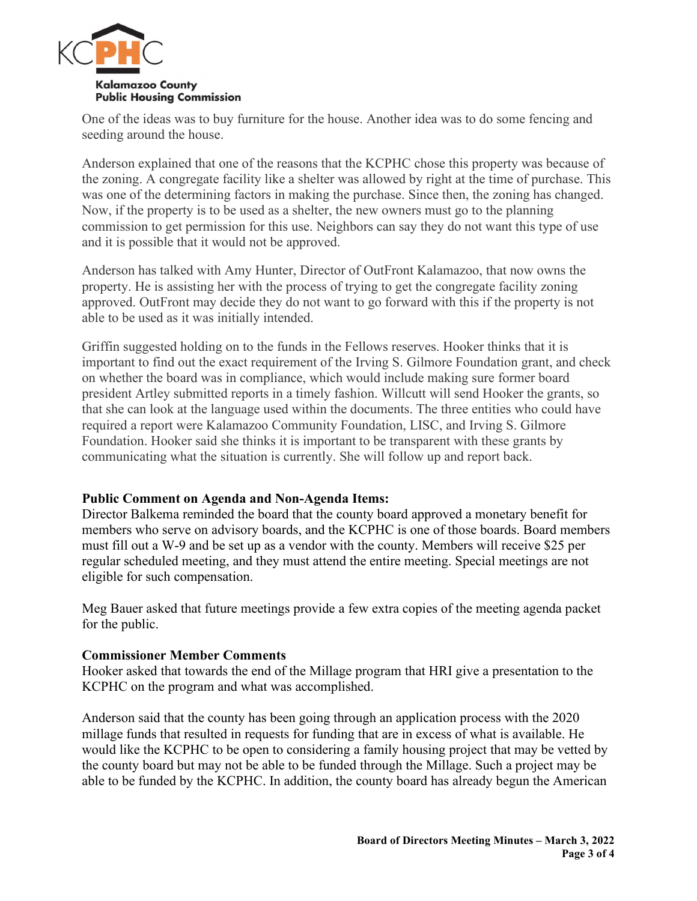One of the ideas was to buy furniture for the house. Another idea was to do some fencing and seeding around the house.

Anderson explained that one of the reasons that the KCPHC chose this property was because of the zoning. A congregate facility like a shelter was allowed by right at the time of purchase. This was one of the determining factors in making the purchase. Since then, the zoning has changed. Now, if the property is to be used as a shelter, the new owners must go to the planning commission to get permission for this use. Neighbors can say they do not want this type of use and it is possible that it would not be approved.

Anderson has talked with Amy Hunter, Director of OutFront Kalamazoo, that now owns the property. He is assisting her with the process of trying to get the congregate facility zoning approved. OutFront may decide they do not want to go forward with this if the property is not able to be used as it was initially intended.

Griffin suggested holding on to the funds in the Fellows reserves. Hooker thinks that it is important to find out the exact requirement of the Irving S. Gilmore Foundation grant, and check on whether the board was in compliance, which would include making sure former board president Artley submitted reports in a timely fashion. Willcutt will send Hooker the grants, so that she can look at the language used within the documents. The three entities who could have required a report were Kalamazoo Community Foundation, LISC, and Irving S. Gilmore Foundation. Hooker said she thinks it is important to be transparent with these grants by communicating what the situation is currently. She will follow up and report back.

**Public Comment on Agenda and Non-Agenda Items:**
Director Balkema reminded the board that the county board approved a monetary benefit for members who serve on advisory boards, and the KCPHC is one of those boards. Board members must fill out a W-9 and be set up as a vendor with the county. Members will receive $25 per regular scheduled meeting, and they must attend the entire meeting. Special meetings are not eligible for such compensation.

Meg Bauer asked that future meetings provide a few extra copies of the meeting agenda packet for the public.

**Commissioner Member Comments**
Hooker asked that towards the end of the Millage program that HRI give a presentation to the KCPHC on the program and what was accomplished.

Anderson said that the county has been going through an application process with the 2020 millage funds that resulted in requests for funding that are in excess of what is available. He would like the KCPHC to be open to considering a family housing project that may be vetted by the county board but may not be able to be funded through the Millage. Such a project may be able to be funded by the KCPHC. In addition, the county board has already begun the American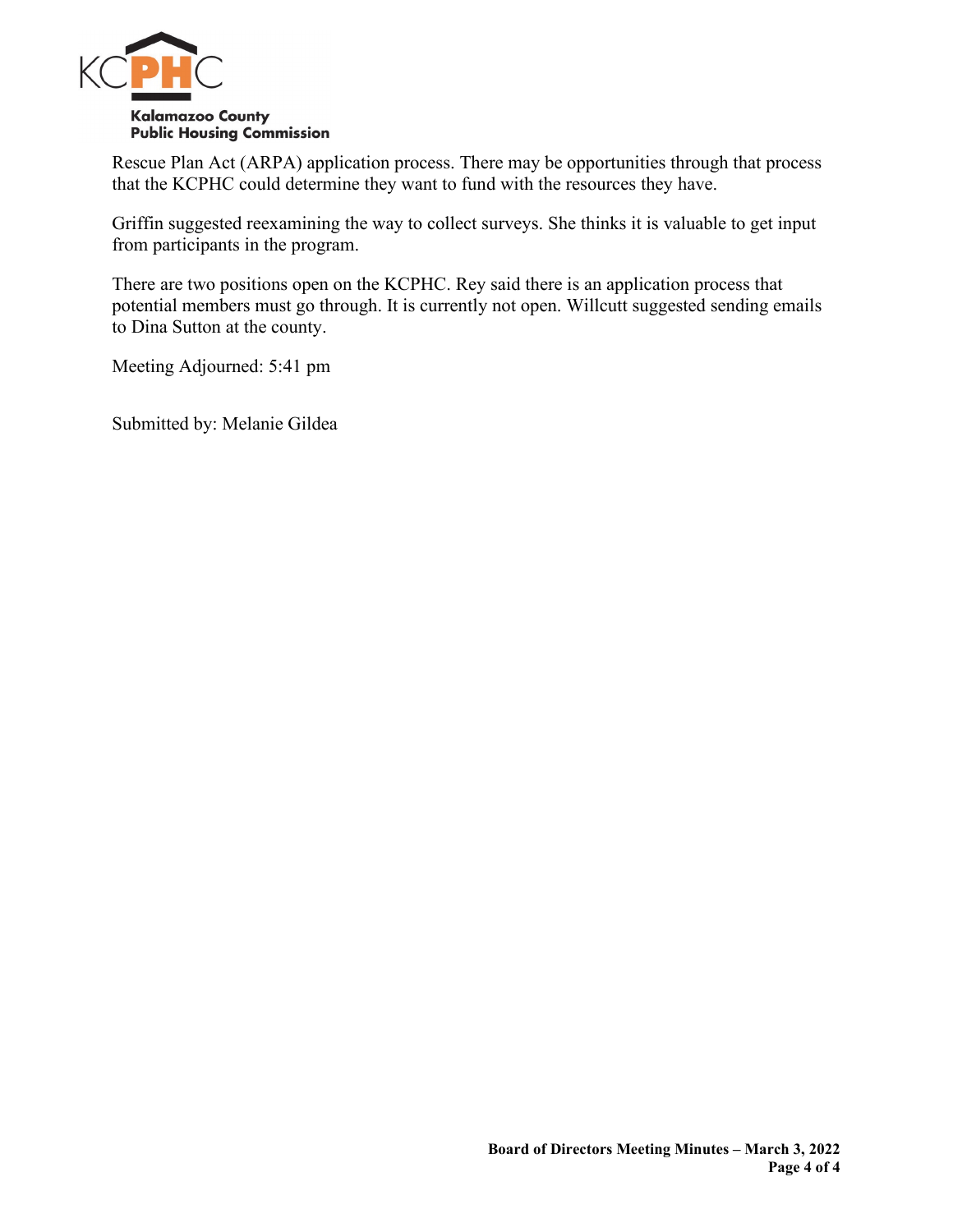Rescue Plan Act (ARPA) application process. There may be opportunities through that process that the KCPHC could determine they want to fund with the resources they have.

Griffin suggested reexamining the way to collect surveys. She thinks it is valuable to get input from participants in the program.

There are two positions open on the KCPHC. Rey said there is an application process that potential members must go through. It is currently not open. Willcutt suggested sending emails to Dina Sutton at the county.

Meeting Adjourned: 5:41 pm

Submitted by: Melanie Gildea